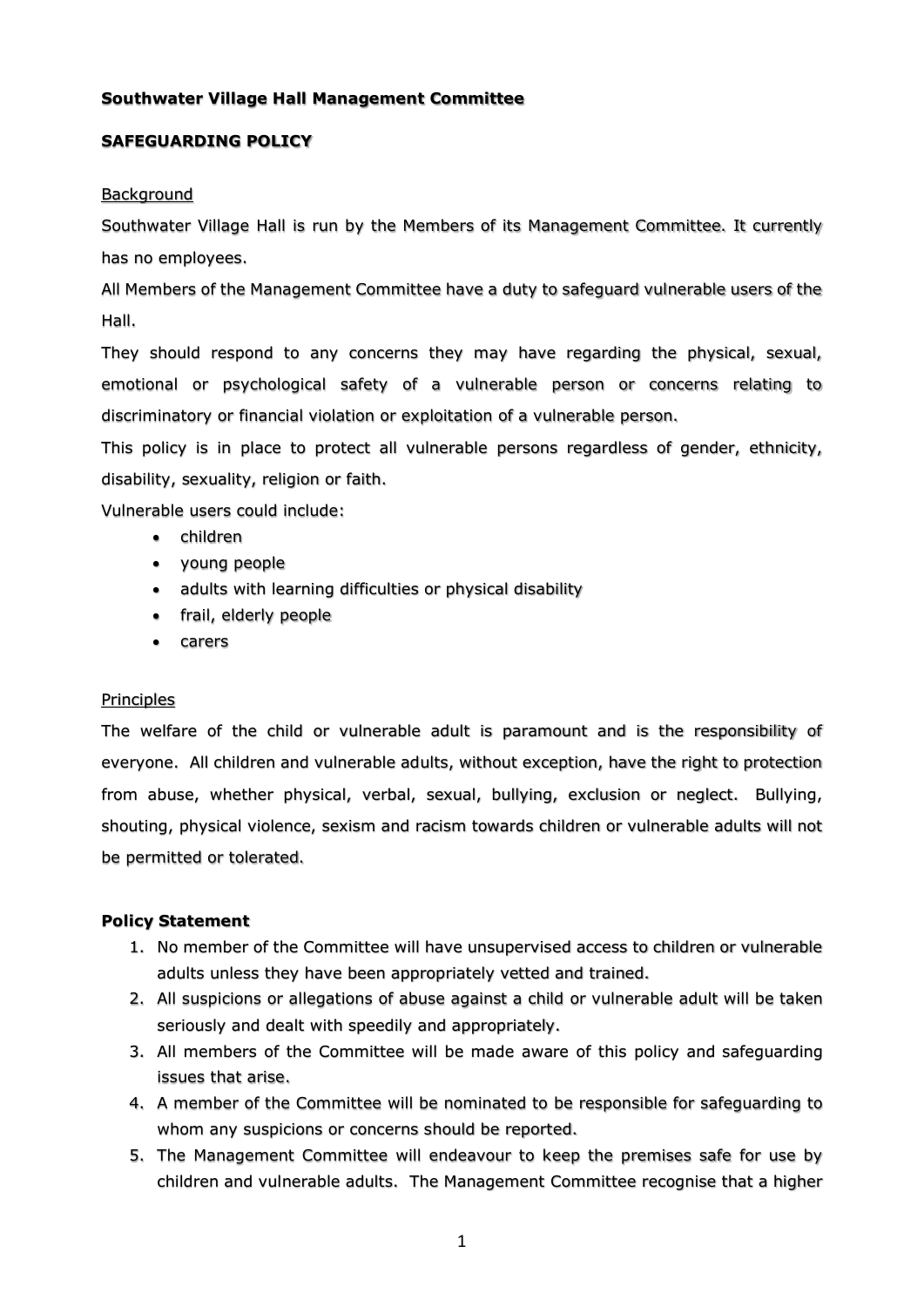**Southwater Village Hall Management Committee**

**SAFEGUARDING POLICY**

Background

Southwater Village Hall is run by the Members of its Management Committee. It currently has no employees.

All Members of the Management Committee have a duty to safeguard vulnerable users of the Hall.

They should respond to any concerns they may have regarding the physical, sexual, emotional or psychological safety of a vulnerable person or concerns relating to discriminatory or financial violation or exploitation of a vulnerable person.

This policy is in place to protect all vulnerable persons regardless of gender, ethnicity, disability, sexuality, religion or faith.

Vulnerable users could include:

- children
- young people
- adults with learning difficulties or physical disability
- frail, elderly people
- carers

Principles

The welfare of the child or vulnerable adult is paramount and is the responsibility of everyone. All children and vulnerable adults, without exception, have the right to protection from abuse, whether physical, verbal, sexual, bullying, exclusion or neglect. Bullying, shouting, physical violence, sexism and racism towards children or vulnerable adults will not be permitted or tolerated.

**Policy Statement**

1. No member of the Committee will have unsupervised access to children or vulnerable adults unless they have been appropriately vetted and trained.
2. All suspicions or allegations of abuse against a child or vulnerable adult will be taken seriously and dealt with speedily and appropriately.
3. All members of the Committee will be made aware of this policy and safeguarding issues that arise.
4. A member of the Committee will be nominated to be responsible for safeguarding to whom any suspicions or concerns should be reported.
5. The Management Committee will endeavour to keep the premises safe for use by children and vulnerable adults. The Management Committee recognise that a higher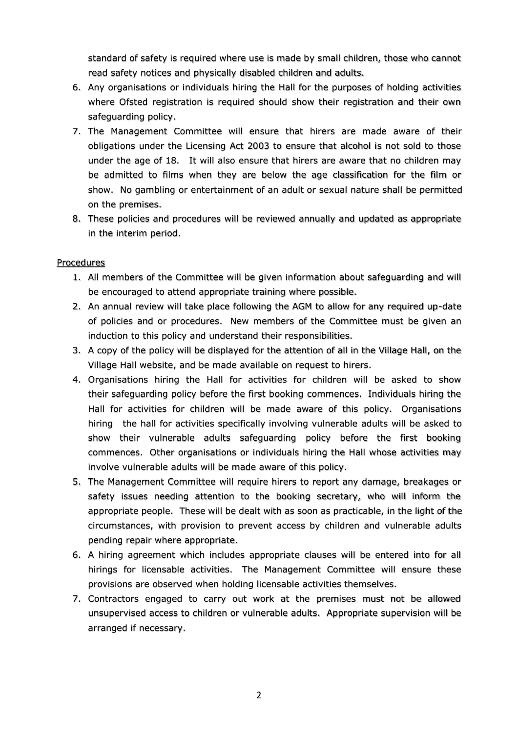standard of safety is required where use is made by small children, those who cannot read safety notices and physically disabled children and adults.

6. Any organisations or individuals hiring the Hall for the purposes of holding activities where Ofsted registration is required should show their registration and their own safeguarding policy.
7. The Management Committee will ensure that hirers are made aware of their obligations under the Licensing Act 2003 to ensure that alcohol is not sold to those under the age of 18. It will also ensure that hirers are aware that no children may be admitted to films when they are below the age classification for the film or show. No gambling or entertainment of an adult or sexual nature shall be permitted on the premises.
8. These policies and procedures will be reviewed annually and updated as appropriate in the interim period.

Procedures

1. All members of the Committee will be given information about safeguarding and will be encouraged to attend appropriate training where possible.
2. An annual review will take place following the AGM to allow for any required up-date of policies and or procedures. New members of the Committee must be given an induction to this policy and understand their responsibilities.
3. A copy of the policy will be displayed for the attention of all in the Village Hall, on the Village Hall website, and be made available on request to hirers.
4. Organisations hiring the Hall for activities for children will be asked to show their safeguarding policy before the first booking commences. Individuals hiring the Hall for activities for children will be made aware of this policy. Organisations hiring the hall for activities specifically involving vulnerable adults will be asked to show their vulnerable adults safeguarding policy before the first booking commences. Other organisations or individuals hiring the Hall whose activities may involve vulnerable adults will be made aware of this policy.
5. The Management Committee will require hirers to report any damage, breakages or safety issues needing attention to the booking secretary, who will inform the appropriate people. These will be dealt with as soon as practicable, in the light of the circumstances, with provision to prevent access by children and vulnerable adults pending repair where appropriate.
6. A hiring agreement which includes appropriate clauses will be entered into for all hirings for licensable activities. The Management Committee will ensure these provisions are observed when holding licensable activities themselves.
7. Contractors engaged to carry out work at the premises must not be allowed unsupervised access to children or vulnerable adults. Appropriate supervision will be arranged if necessary.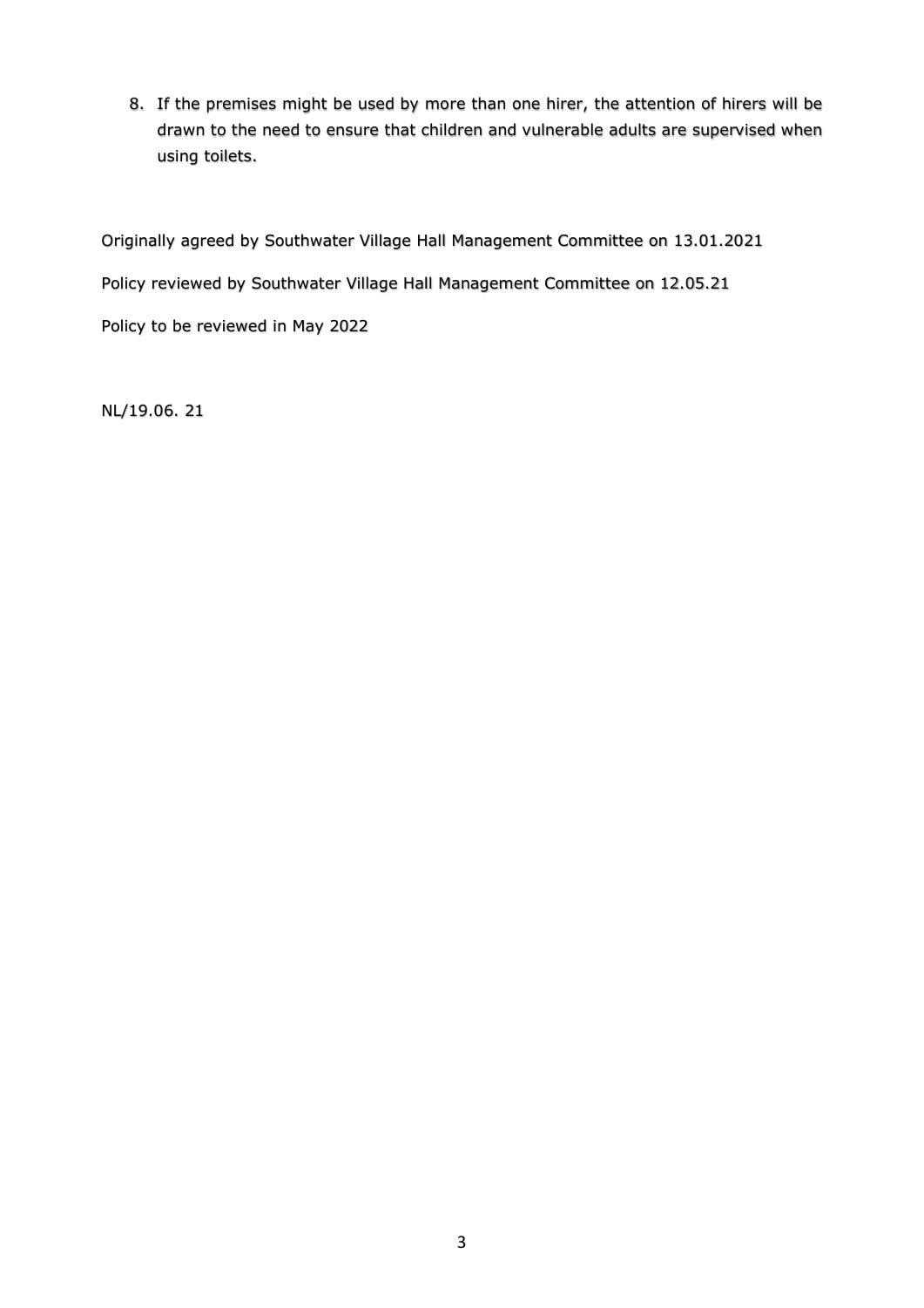8. If the premises might be used by more than one hirer, the attention of hirers will be drawn to the need to ensure that children and vulnerable adults are supervised when using toilets.

Originally agreed by Southwater Village Hall Management Committee on 13.01.2021

Policy reviewed by Southwater Village Hall Management Committee on 12.05.21

Policy to be reviewed in May 2022

NL/19.06. 21